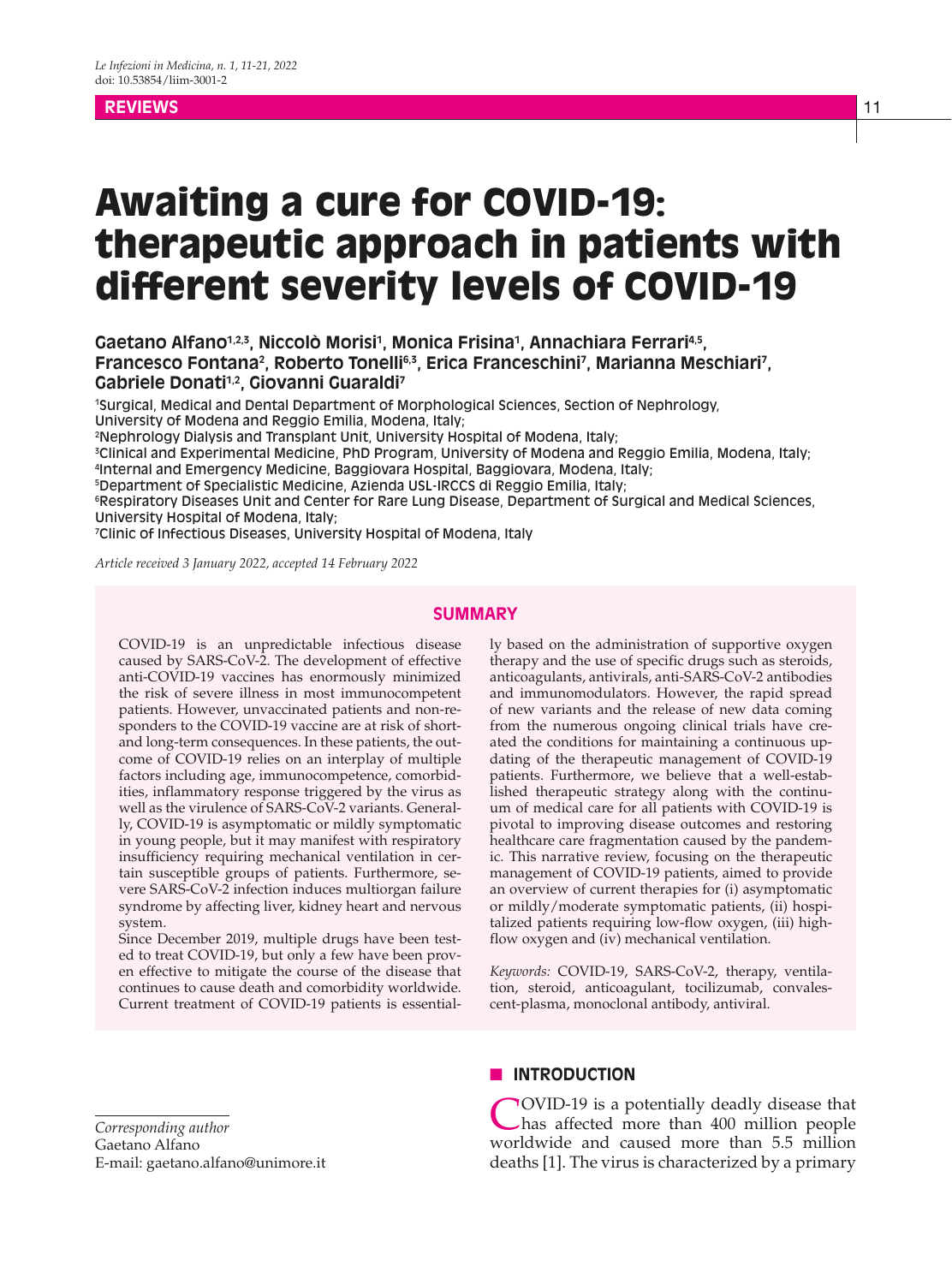# Awaiting a cure for COVID-19: therapeutic approach in patients with different severity levels of COVID-19

**Gaetano Alfano[1,2,3], Niccolò Morisi[1], Monica Frisina[1], Annachiara Ferrari[4,5], Francesco Fontana[2], Roberto Tonelli[6,3], Erica Franceschini[7], Marianna Meschiari[7], Gabriele Donati[1,2], Giovanni Guaraldi[7]**

[1]Surgical, Medical and Dental Department of Morphological Sciences, Section of Nephrology, University of Modena and Reggio Emilia, Modena, Italy;
[2]Nephrology Dialysis and Transplant Unit, University Hospital of Modena, Italy;
[3]Clinical and Experimental Medicine, PhD Program, University of Modena and Reggio Emilia, Modena, Italy;
[4]Internal and Emergency Medicine, Baggiovara Hospital, Baggiovara, Modena, Italy;
[5]Department of Specialistic Medicine, Azienda USL-IRCCS di Reggio Emilia, Italy;
[6]Respiratory Diseases Unit and Center for Rare Lung Disease, Department of Surgical and Medical Sciences, University Hospital of Modena, Italy;
[7]Clinic of Infectious Diseases, University Hospital of Modena, Italy

*Article received 3 January 2022, accepted 14 February 2022*

## SUMMARY

COVID-19 is an unpredictable infectious disease caused by SARS-CoV-2. The development of effective anti-COVID-19 vaccines has enormously minimized the risk of severe illness in most immunocompetent patients. However, unvaccinated patients and non-responders to the COVID-19 vaccine are at risk of short- and long-term consequences. In these patients, the outcome of COVID-19 relies on an interplay of multiple factors including age, immunocompetence, comorbidities, inflammatory response triggered by the virus as well as the virulence of SARS-CoV-2 variants. Generally, COVID-19 is asymptomatic or mildly symptomatic in young people, but it may manifest with respiratory insufficiency requiring mechanical ventilation in certain susceptible groups of patients. Furthermore, severe SARS-CoV-2 infection induces multiorgan failure syndrome by affecting liver, kidney heart and nervous system.

Since December 2019, multiple drugs have been tested to treat COVID-19, but only a few have been proven effective to mitigate the course of the disease that continues to cause death and comorbidity worldwide. Current treatment of COVID-19 patients is essentially based on the administration of supportive oxygen therapy and the use of specific drugs such as steroids, anticoagulants, antivirals, anti-SARS-CoV-2 antibodies and immunomodulators. However, the rapid spread of new variants and the release of new data coming from the numerous ongoing clinical trials have created the conditions for maintaining a continuous updating of the therapeutic management of COVID-19 patients. Furthermore, we believe that a well-established therapeutic strategy along with the continuum of medical care for all patients with COVID-19 is pivotal to improving disease outcomes and restoring healthcare care fragmentation caused by the pandemic. This narrative review, focusing on the therapeutic management of COVID-19 patients, aimed to provide an overview of current therapies for (i) asymptomatic or mildly/moderate symptomatic patients, (ii) hospitalized patients requiring low-flow oxygen, (iii) high-flow oxygen and (iv) mechanical ventilation.

*Keywords:* COVID-19, SARS-CoV-2, therapy, ventilation, steroid, anticoagulant, tocilizumab, convalescent-plasma, monoclonal antibody, antiviral.

## INTRODUCTION

COVID-19 is a potentially deadly disease that has affected more than 400 million people worldwide and caused more than 5.5 million deaths [1]. The virus is characterized by a primary

*Corresponding author*
Gaetano Alfano
E-mail: gaetano.alfano@unimore.it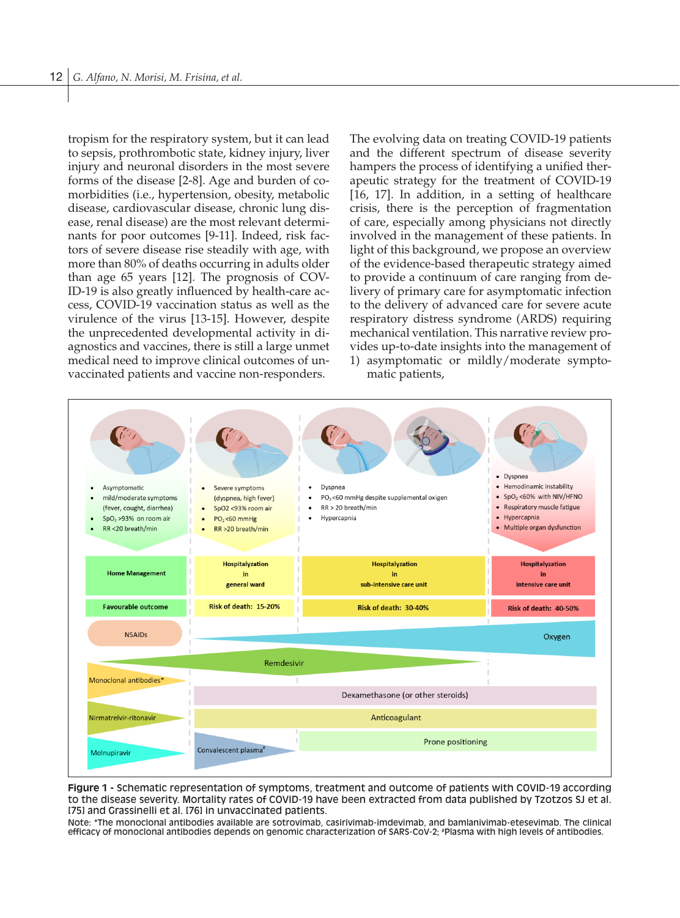tropism for the respiratory system, but it can lead to sepsis, prothrombotic state, kidney injury, liver injury and neuronal disorders in the most severe forms of the disease [2-8]. Age and burden of comorbidities (i.e., hypertension, obesity, metabolic disease, cardiovascular disease, chronic lung disease, renal disease) are the most relevant determinants for poor outcomes [9-11]. Indeed, risk factors of severe disease rise steadily with age, with more than 80% of deaths occurring in adults older than age 65 years [12]. The prognosis of COVID-19 is also greatly influenced by health-care access, COVID-19 vaccination status as well as the virulence of the virus [13-15]. However, despite the unprecedented developmental activity in diagnostics and vaccines, there is still a large unmet medical need to improve clinical outcomes of unvaccinated patients and vaccine non-responders.

The evolving data on treating COVID-19 patients and the different spectrum of disease severity hampers the process of identifying a unified therapeutic strategy for the treatment of COVID-19 [16, 17]. In addition, in a setting of healthcare crisis, there is the perception of fragmentation of care, especially among physicians not directly involved in the management of these patients. In light of this background, we propose an overview of the evidence-based therapeutic strategy aimed to provide a continuum of care ranging from delivery of primary care for asymptomatic infection to the delivery of advanced care for severe acute respiratory distress syndrome (ARDS) requiring mechanical ventilation. This narrative review provides up-to-date insights into the management of

1) asymptomatic or mildly/moderate symptomatic patients,

| Asymptomatic / mild/moderate symptoms | Severe symptoms | Dyspnea / $PO_2$ <60 mmHg despite supplemental oxigen | Dyspnea / Hemodinamic instability |
|---|---|---|---|
| • Asymptomatic<br>• mild/moderate symptoms (fever, cought, diarrhea)<br>• $SpO_2$ >93% on room air<br>• RR <20 breath/min | • Severe symptoms (dyspnea, high fever)<br>• SpO2 <93% room air<br>• $PO_2$ <60 mmHg<br>• RR >20 breath/min | • Dyspnea<br>• $PO_2$ <60 mmHg despite supplemental oxigen<br>• RR > 20 breath/min<br>• Hypercapnia | • Dyspnea<br>• Hemodinamic instability<br>• $SpO_2$ <60% with NIV/HFNO<br>• Respiratory muscle fatigue<br>• Hypercapnia<br>• Multiple organ dysfunction |
| Home Management | Hospitalyzation in general ward | Hospitalyzation in sub-intensive care unit | Hospitalyzation in intensive care unit |
| Favourable outcome | Risk of death: 15-20% | Risk of death: 30-40% | Risk of death: 40-50% |

Treatments shown: NSAIDs; Oxygen; Remdesivir; Monoclonal antibodies*; Dexamethasone (or other steroids); Nirmatrelvir-ritonavir; Anticoagulant; Molnupiravir; Convalescent plasma#; Prone positioning.

**Figure 1 -** Schematic representation of symptoms, treatment and outcome of patients with COVID-19 according to the disease severity. Mortality rates of COVID-19 have been extracted from data published by Tzotzos SJ et al. [75] and Grassinelli et al. [76] in unvaccinated patients.

Note: *The monoclonal antibodies available are sotrovimab, casirivimab-imdevimab, and bamlanivimab-etesevimab. The clinical efficacy of monoclonal antibodies depends on genomic characterization of SARS-CoV-2; #Plasma with high levels of antibodies.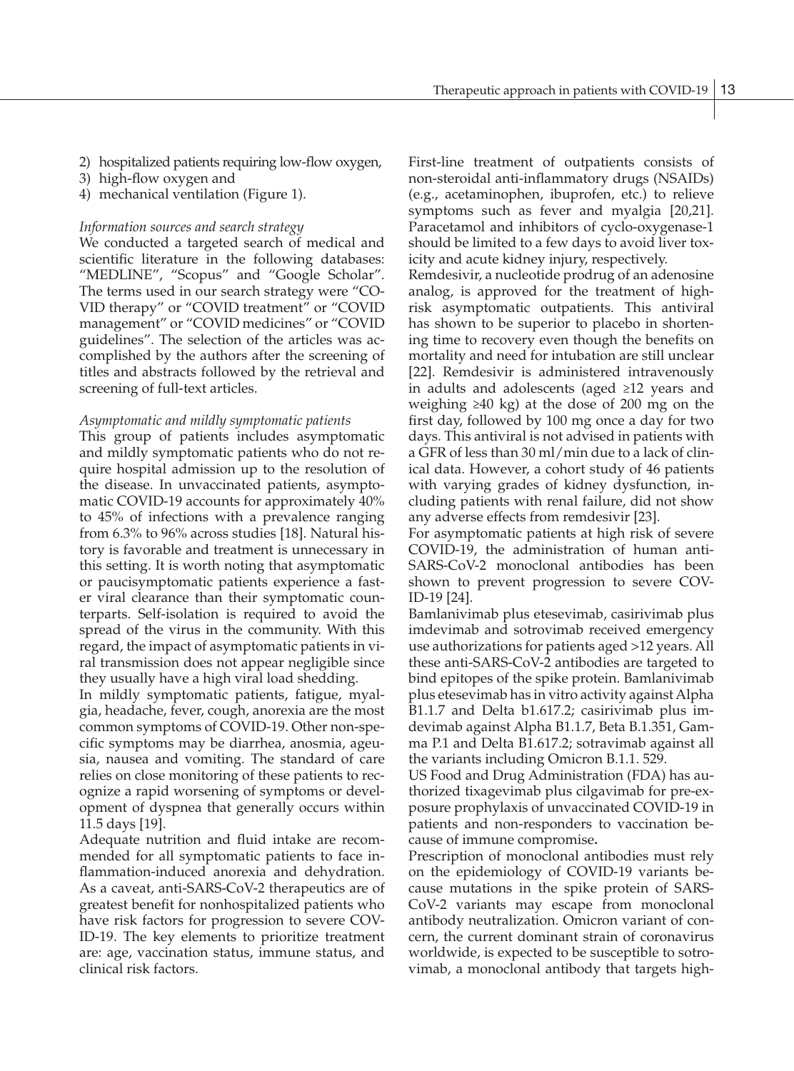2) hospitalized patients requiring low-flow oxygen,
3) high-flow oxygen and
4) mechanical ventilation (Figure 1).

*Information sources and search strategy*

We conducted a targeted search of medical and scientific literature in the following databases: "MEDLINE", "Scopus" and "Google Scholar". The terms used in our search strategy were "COVID therapy" or "COVID treatment" or "COVID management" or "COVID medicines" or "COVID guidelines". The selection of the articles was accomplished by the authors after the screening of titles and abstracts followed by the retrieval and screening of full-text articles.

*Asymptomatic and mildly symptomatic patients*

This group of patients includes asymptomatic and mildly symptomatic patients who do not require hospital admission up to the resolution of the disease. In unvaccinated patients, asymptomatic COVID-19 accounts for approximately 40% to 45% of infections with a prevalence ranging from 6.3% to 96% across studies [18]. Natural history is favorable and treatment is unnecessary in this setting. It is worth noting that asymptomatic or paucisymptomatic patients experience a faster viral clearance than their symptomatic counterparts. Self-isolation is required to avoid the spread of the virus in the community. With this regard, the impact of asymptomatic patients in viral transmission does not appear negligible since they usually have a high viral load shedding.

In mildly symptomatic patients, fatigue, myalgia, headache, fever, cough, anorexia are the most common symptoms of COVID-19. Other non-specific symptoms may be diarrhea, anosmia, ageusia, nausea and vomiting. The standard of care relies on close monitoring of these patients to recognize a rapid worsening of symptoms or development of dyspnea that generally occurs within 11.5 days [19].

Adequate nutrition and fluid intake are recommended for all symptomatic patients to face inflammation-induced anorexia and dehydration. As a caveat, anti-SARS-CoV-2 therapeutics are of greatest benefit for nonhospitalized patients who have risk factors for progression to severe COVID-19. The key elements to prioritize treatment are: age, vaccination status, immune status, and clinical risk factors.

First-line treatment of outpatients consists of non-steroidal anti-inflammatory drugs (NSAIDs) (e.g., acetaminophen, ibuprofen, etc.) to relieve symptoms such as fever and myalgia [20,21]. Paracetamol and inhibitors of cyclo-oxygenase-1 should be limited to a few days to avoid liver toxicity and acute kidney injury, respectively.

Remdesivir, a nucleotide prodrug of an adenosine analog, is approved for the treatment of high-risk asymptomatic outpatients. This antiviral has shown to be superior to placebo in shortening time to recovery even though the benefits on mortality and need for intubation are still unclear [22]. Remdesivir is administered intravenously in adults and adolescents (aged ≥12 years and weighing ≥40 kg) at the dose of 200 mg on the first day, followed by 100 mg once a day for two days. This antiviral is not advised in patients with a GFR of less than 30 ml/min due to a lack of clinical data. However, a cohort study of 46 patients with varying grades of kidney dysfunction, including patients with renal failure, did not show any adverse effects from remdesivir [23].

For asymptomatic patients at high risk of severe COVID-19, the administration of human anti-SARS-CoV-2 monoclonal antibodies has been shown to prevent progression to severe COVID-19 [24].

Bamlanivimab plus etesevimab, casirivimab plus imdevimab and sotrovimab received emergency use authorizations for patients aged >12 years. All these anti-SARS-CoV-2 antibodies are targeted to bind epitopes of the spike protein. Bamlanivimab plus etesevimab has in vitro activity against Alpha B1.1.7 and Delta b1.617.2; casirivimab plus imdevimab against Alpha B1.1.7, Beta B.1.351, Gamma P.1 and Delta B1.617.2; sotravimab against all the variants including Omicron B.1.1. 529.

US Food and Drug Administration (FDA) has authorized tixagevimab plus cilgavimab for pre-exposure prophylaxis of unvaccinated COVID-19 in patients and non-responders to vaccination because of immune compromise.

Prescription of monoclonal antibodies must rely on the epidemiology of COVID-19 variants because mutations in the spike protein of SARS-CoV-2 variants may escape from monoclonal antibody neutralization. Omicron variant of concern, the current dominant strain of coronavirus worldwide, is expected to be susceptible to sotrovimab, a monoclonal antibody that targets high-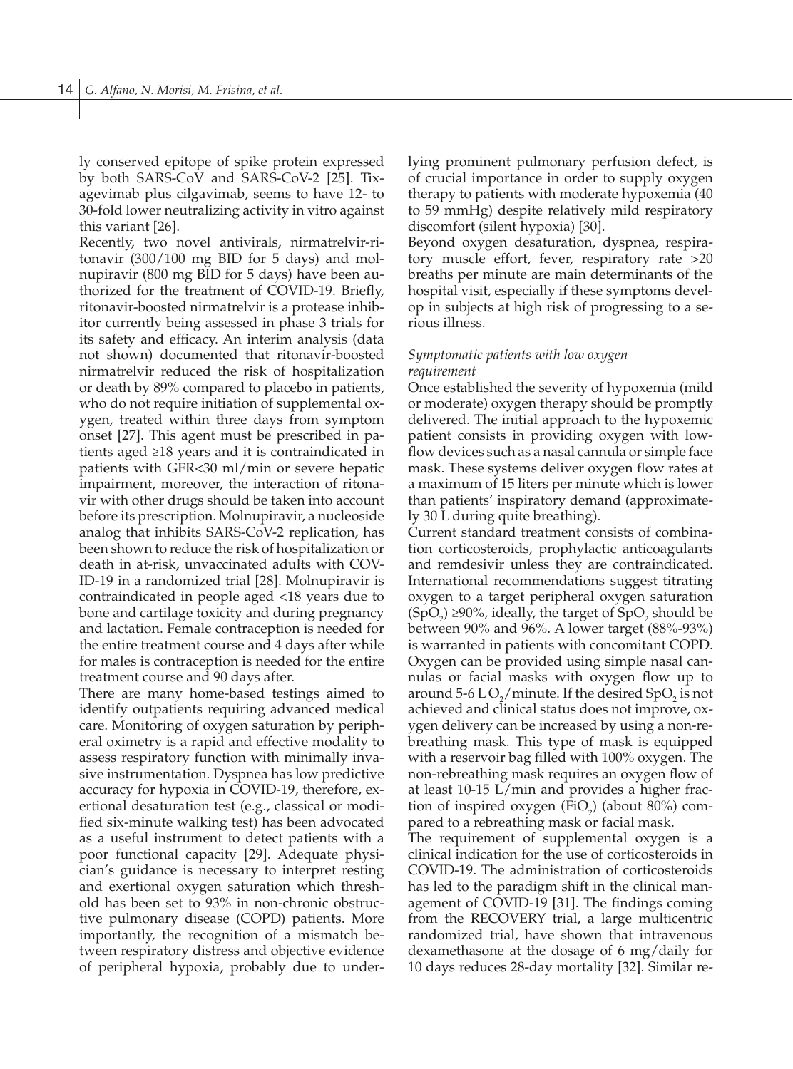ly conserved epitope of spike protein expressed by both SARS-CoV and SARS-CoV-2 [25]. Tixagevimab plus cilgavimab, seems to have 12- to 30-fold lower neutralizing activity in vitro against this variant [26].

Recently, two novel antivirals, nirmatrelvir-ritonavir (300/100 mg BID for 5 days) and molnupiravir (800 mg BID for 5 days) have been authorized for the treatment of COVID-19. Briefly, ritonavir-boosted nirmatrelvir is a protease inhibitor currently being assessed in phase 3 trials for its safety and efficacy. An interim analysis (data not shown) documented that ritonavir-boosted nirmatrelvir reduced the risk of hospitalization or death by 89% compared to placebo in patients, who do not require initiation of supplemental oxygen, treated within three days from symptom onset [27]. This agent must be prescribed in patients aged ≥18 years and it is contraindicated in patients with GFR<30 ml/min or severe hepatic impairment, moreover, the interaction of ritonavir with other drugs should be taken into account before its prescription. Molnupiravir, a nucleoside analog that inhibits SARS-CoV-2 replication, has been shown to reduce the risk of hospitalization or death in at-risk, unvaccinated adults with COVID-19 in a randomized trial [28]. Molnupiravir is contraindicated in people aged <18 years due to bone and cartilage toxicity and during pregnancy and lactation. Female contraception is needed for the entire treatment course and 4 days after while for males is contraception is needed for the entire treatment course and 90 days after.

There are many home-based testings aimed to identify outpatients requiring advanced medical care. Monitoring of oxygen saturation by peripheral oximetry is a rapid and effective modality to assess respiratory function with minimally invasive instrumentation. Dyspnea has low predictive accuracy for hypoxia in COVID-19, therefore, exertional desaturation test (e.g., classical or modified six-minute walking test) has been advocated as a useful instrument to detect patients with a poor functional capacity [29]. Adequate physician's guidance is necessary to interpret resting and exertional oxygen saturation which threshold has been set to 93% in non-chronic obstructive pulmonary disease (COPD) patients. More importantly, the recognition of a mismatch between respiratory distress and objective evidence of peripheral hypoxia, probably due to underlying prominent pulmonary perfusion defect, is of crucial importance in order to supply oxygen therapy to patients with moderate hypoxemia (40 to 59 mmHg) despite relatively mild respiratory discomfort (silent hypoxia) [30].

Beyond oxygen desaturation, dyspnea, respiratory muscle effort, fever, respiratory rate >20 breaths per minute are main determinants of the hospital visit, especially if these symptoms develop in subjects at high risk of progressing to a serious illness.

*Symptomatic patients with low oxygen requirement*

Once established the severity of hypoxemia (mild or moderate) oxygen therapy should be promptly delivered. The initial approach to the hypoxemic patient consists in providing oxygen with low-flow devices such as a nasal cannula or simple face mask. These systems deliver oxygen flow rates at a maximum of 15 liters per minute which is lower than patients' inspiratory demand (approximately 30 L during quite breathing).

Current standard treatment consists of combination corticosteroids, prophylactic anticoagulants and remdesivir unless they are contraindicated. International recommendations suggest titrating oxygen to a target peripheral oxygen saturation ($SpO_2$) ≥90%, ideally, the target of $SpO_2$ should be between 90% and 96%. A lower target (88%-93%) is warranted in patients with concomitant COPD. Oxygen can be provided using simple nasal cannulas or facial masks with oxygen flow up to around 5-6 L $O_2$/minute. If the desired $SpO_2$ is not achieved and clinical status does not improve, oxygen delivery can be increased by using a non-rebreathing mask. This type of mask is equipped with a reservoir bag filled with 100% oxygen. The non-rebreathing mask requires an oxygen flow of at least 10-15 L/min and provides a higher fraction of inspired oxygen ($FiO_2$) (about 80%) compared to a rebreathing mask or facial mask.

The requirement of supplemental oxygen is a clinical indication for the use of corticosteroids in COVID-19. The administration of corticosteroids has led to the paradigm shift in the clinical management of COVID-19 [31]. The findings coming from the RECOVERY trial, a large multicentric randomized trial, have shown that intravenous dexamethasone at the dosage of 6 mg/daily for 10 days reduces 28-day mortality [32]. Similar re-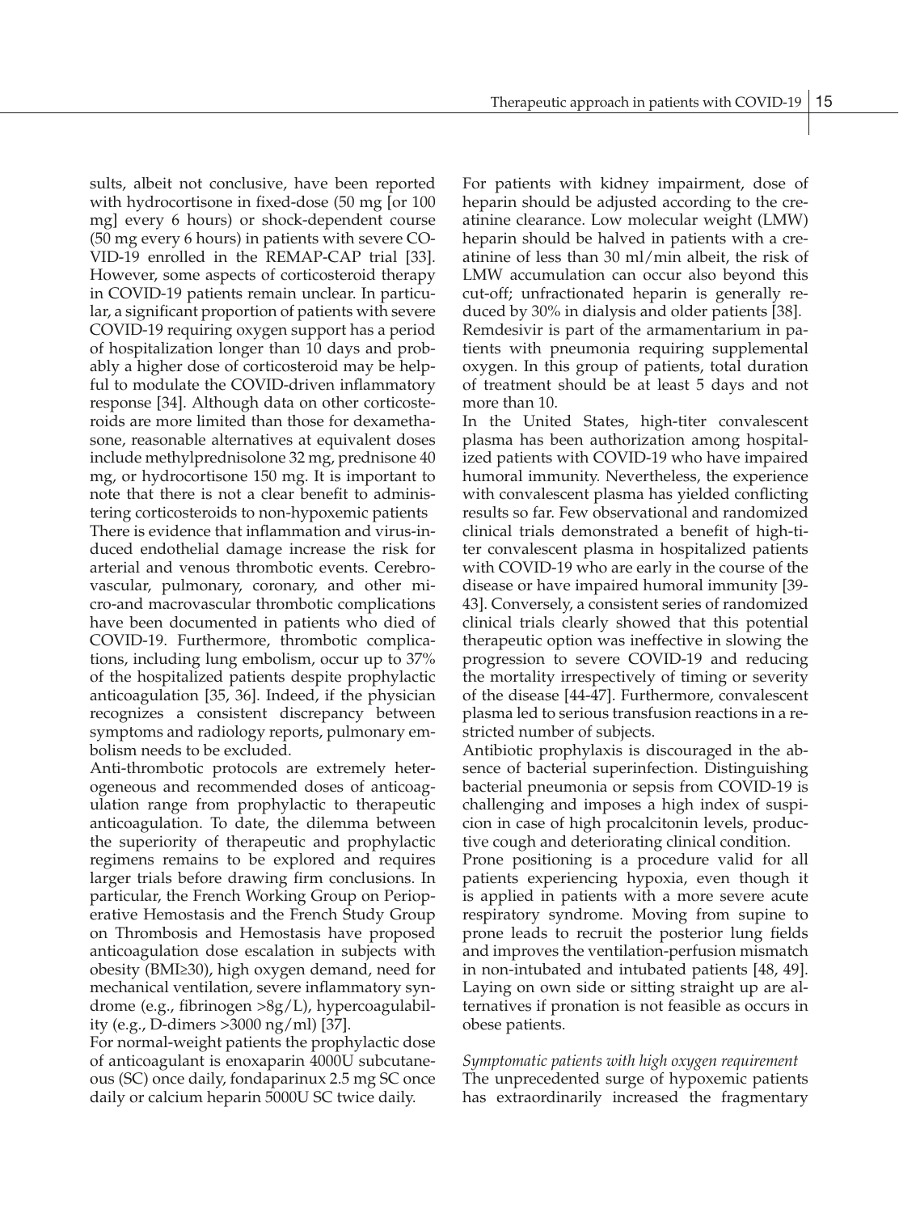sults, albeit not conclusive, have been reported with hydrocortisone in fixed-dose (50 mg [or 100 mg] every 6 hours) or shock-dependent course (50 mg every 6 hours) in patients with severe COVID-19 enrolled in the REMAP-CAP trial [33]. However, some aspects of corticosteroid therapy in COVID-19 patients remain unclear. In particular, a significant proportion of patients with severe COVID-19 requiring oxygen support has a period of hospitalization longer than 10 days and probably a higher dose of corticosteroid may be helpful to modulate the COVID-driven inflammatory response [34]. Although data on other corticosteroids are more limited than those for dexamethasone, reasonable alternatives at equivalent doses include methylprednisolone 32 mg, prednisone 40 mg, or hydrocortisone 150 mg. It is important to note that there is not a clear benefit to administering corticosteroids to non-hypoxemic patients

There is evidence that inflammation and virus-induced endothelial damage increase the risk for arterial and venous thrombotic events. Cerebrovascular, pulmonary, coronary, and other micro-and macrovascular thrombotic complications have been documented in patients who died of COVID-19. Furthermore, thrombotic complications, including lung embolism, occur up to 37% of the hospitalized patients despite prophylactic anticoagulation [35, 36]. Indeed, if the physician recognizes a consistent discrepancy between symptoms and radiology reports, pulmonary embolism needs to be excluded.

Anti-thrombotic protocols are extremely heterogeneous and recommended doses of anticoagulation range from prophylactic to therapeutic anticoagulation. To date, the dilemma between the superiority of therapeutic and prophylactic regimens remains to be explored and requires larger trials before drawing firm conclusions. In particular, the French Working Group on Perioperative Hemostasis and the French Study Group on Thrombosis and Hemostasis have proposed anticoagulation dose escalation in subjects with obesity (BMI≥30), high oxygen demand, need for mechanical ventilation, severe inflammatory syndrome (e.g., fibrinogen >8g/L), hypercoagulability (e.g., D-dimers >3000 ng/ml) [37].

For normal-weight patients the prophylactic dose of anticoagulant is enoxaparin 4000U subcutaneous (SC) once daily, fondaparinux 2.5 mg SC once daily or calcium heparin 5000U SC twice daily.

For patients with kidney impairment, dose of heparin should be adjusted according to the creatinine clearance. Low molecular weight (LMW) heparin should be halved in patients with a creatinine of less than 30 ml/min albeit, the risk of LMW accumulation can occur also beyond this cut-off; unfractionated heparin is generally reduced by 30% in dialysis and older patients [38].

Remdesivir is part of the armamentarium in patients with pneumonia requiring supplemental oxygen. In this group of patients, total duration of treatment should be at least 5 days and not more than 10.

In the United States, high-titer convalescent plasma has been authorization among hospitalized patients with COVID-19 who have impaired humoral immunity. Nevertheless, the experience with convalescent plasma has yielded conflicting results so far. Few observational and randomized clinical trials demonstrated a benefit of high-titer convalescent plasma in hospitalized patients with COVID-19 who are early in the course of the disease or have impaired humoral immunity [39-43]. Conversely, a consistent series of randomized clinical trials clearly showed that this potential therapeutic option was ineffective in slowing the progression to severe COVID-19 and reducing the mortality irrespectively of timing or severity of the disease [44-47]. Furthermore, convalescent plasma led to serious transfusion reactions in a restricted number of subjects.

Antibiotic prophylaxis is discouraged in the absence of bacterial superinfection. Distinguishing bacterial pneumonia or sepsis from COVID-19 is challenging and imposes a high index of suspicion in case of high procalcitonin levels, productive cough and deteriorating clinical condition.

Prone positioning is a procedure valid for all patients experiencing hypoxia, even though it is applied in patients with a more severe acute respiratory syndrome. Moving from supine to prone leads to recruit the posterior lung fields and improves the ventilation-perfusion mismatch in non-intubated and intubated patients [48, 49]. Laying on own side or sitting straight up are alternatives if pronation is not feasible as occurs in obese patients.

*Symptomatic patients with high oxygen requirement*

The unprecedented surge of hypoxemic patients has extraordinarily increased the fragmentary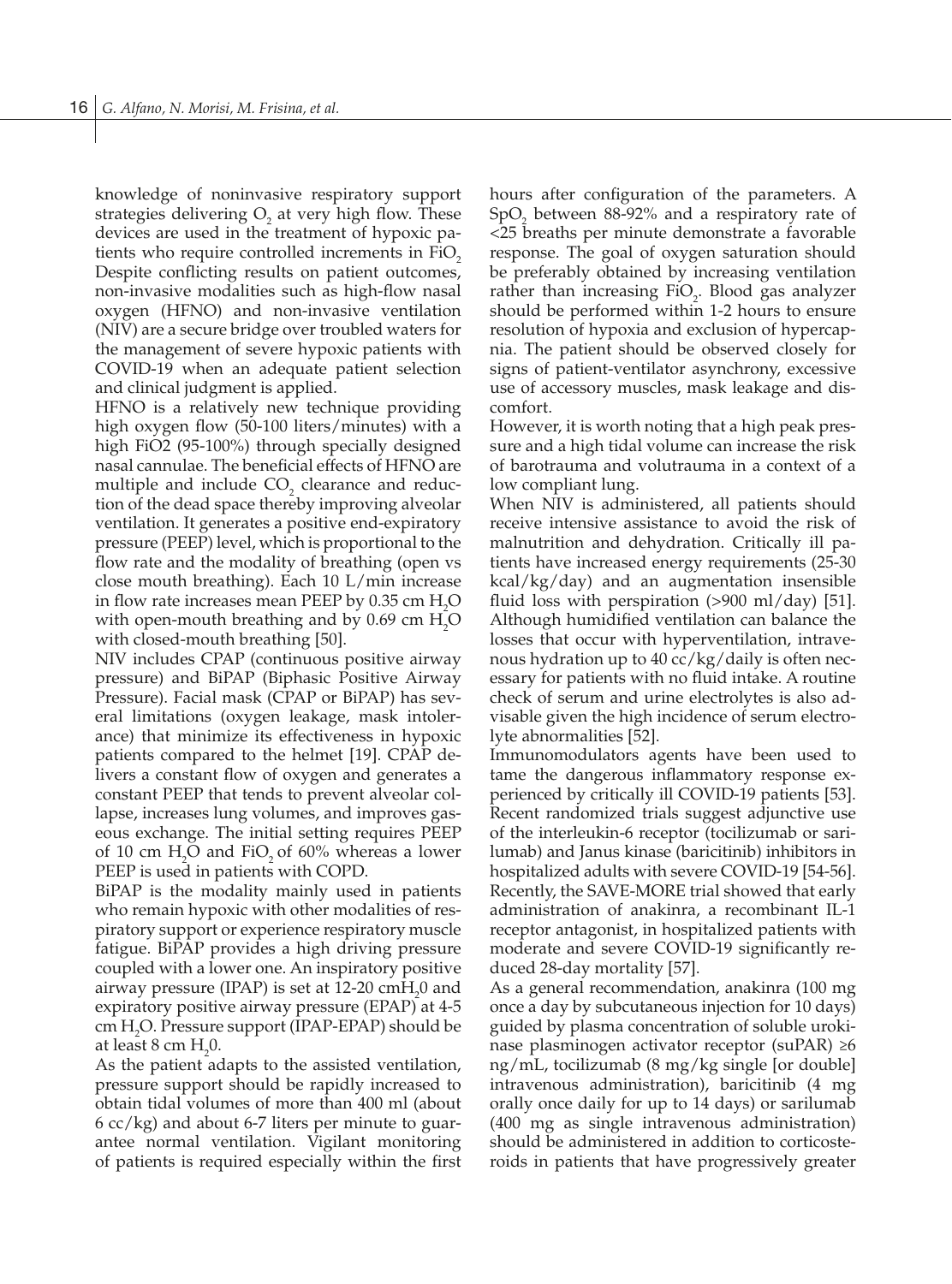knowledge of noninvasive respiratory support strategies delivering $O_2$ at very high flow. These devices are used in the treatment of hypoxic patients who require controlled increments in $FiO_2$ Despite conflicting results on patient outcomes, non-invasive modalities such as high-flow nasal oxygen (HFNO) and non-invasive ventilation (NIV) are a secure bridge over troubled waters for the management of severe hypoxic patients with COVID-19 when an adequate patient selection and clinical judgment is applied.

HFNO is a relatively new technique providing high oxygen flow (50-100 liters/minutes) with a high FiO2 (95-100%) through specially designed nasal cannulae. The beneficial effects of HFNO are multiple and include $CO_2$ clearance and reduction of the dead space thereby improving alveolar ventilation. It generates a positive end-expiratory pressure (PEEP) level, which is proportional to the flow rate and the modality of breathing (open vs close mouth breathing). Each 10 L/min increase in flow rate increases mean PEEP by 0.35 cm $H_2O$ with open-mouth breathing and by 0.69 cm $H_2O$ with closed-mouth breathing [50].

NIV includes CPAP (continuous positive airway pressure) and BiPAP (Biphasic Positive Airway Pressure). Facial mask (CPAP or BiPAP) has several limitations (oxygen leakage, mask intolerance) that minimize its effectiveness in hypoxic patients compared to the helmet [19]. CPAP delivers a constant flow of oxygen and generates a constant PEEP that tends to prevent alveolar collapse, increases lung volumes, and improves gaseous exchange. The initial setting requires PEEP of 10 cm $H_2O$ and $FiO_2$ of 60% whereas a lower PEEP is used in patients with COPD.

BiPAP is the modality mainly used in patients who remain hypoxic with other modalities of respiratory support or experience respiratory muscle fatigue. BiPAP provides a high driving pressure coupled with a lower one. An inspiratory positive airway pressure (IPAP) is set at 12-20 cm$H_2$0 and expiratory positive airway pressure (EPAP) at 4-5 cm $H_2O$. Pressure support (IPAP-EPAP) should be at least 8 cm $H_2$0.

As the patient adapts to the assisted ventilation, pressure support should be rapidly increased to obtain tidal volumes of more than 400 ml (about 6 cc/kg) and about 6-7 liters per minute to guarantee normal ventilation. Vigilant monitoring of patients is required especially within the first hours after configuration of the parameters. A $SpO_2$ between 88-92% and a respiratory rate of <25 breaths per minute demonstrate a favorable response. The goal of oxygen saturation should be preferably obtained by increasing ventilation rather than increasing $FiO_2$. Blood gas analyzer should be performed within 1-2 hours to ensure resolution of hypoxia and exclusion of hypercapnia. The patient should be observed closely for signs of patient-ventilator asynchrony, excessive use of accessory muscles, mask leakage and discomfort.

However, it is worth noting that a high peak pressure and a high tidal volume can increase the risk of barotrauma and volutrauma in a context of a low compliant lung.

When NIV is administered, all patients should receive intensive assistance to avoid the risk of malnutrition and dehydration. Critically ill patients have increased energy requirements (25-30 kcal/kg/day) and an augmentation insensible fluid loss with perspiration (>900 ml/day) [51]. Although humidified ventilation can balance the losses that occur with hyperventilation, intravenous hydration up to 40 cc/kg/daily is often necessary for patients with no fluid intake. A routine check of serum and urine electrolytes is also advisable given the high incidence of serum electrolyte abnormalities [52].

Immunomodulators agents have been used to tame the dangerous inflammatory response experienced by critically ill COVID-19 patients [53]. Recent randomized trials suggest adjunctive use of the interleukin-6 receptor (tocilizumab or sarilumab) and Janus kinase (baricitinib) inhibitors in hospitalized adults with severe COVID-19 [54-56]. Recently, the SAVE-MORE trial showed that early administration of anakinra, a recombinant IL-1 receptor antagonist, in hospitalized patients with moderate and severe COVID-19 significantly reduced 28-day mortality [57].

As a general recommendation, anakinra (100 mg once a day by subcutaneous injection for 10 days) guided by plasma concentration of soluble urokinase plasminogen activator receptor (suPAR) ≥6 ng/mL, tocilizumab (8 mg/kg single [or double] intravenous administration), baricitinib (4 mg orally once daily for up to 14 days) or sarilumab (400 mg as single intravenous administration) should be administered in addition to corticosteroids in patients that have progressively greater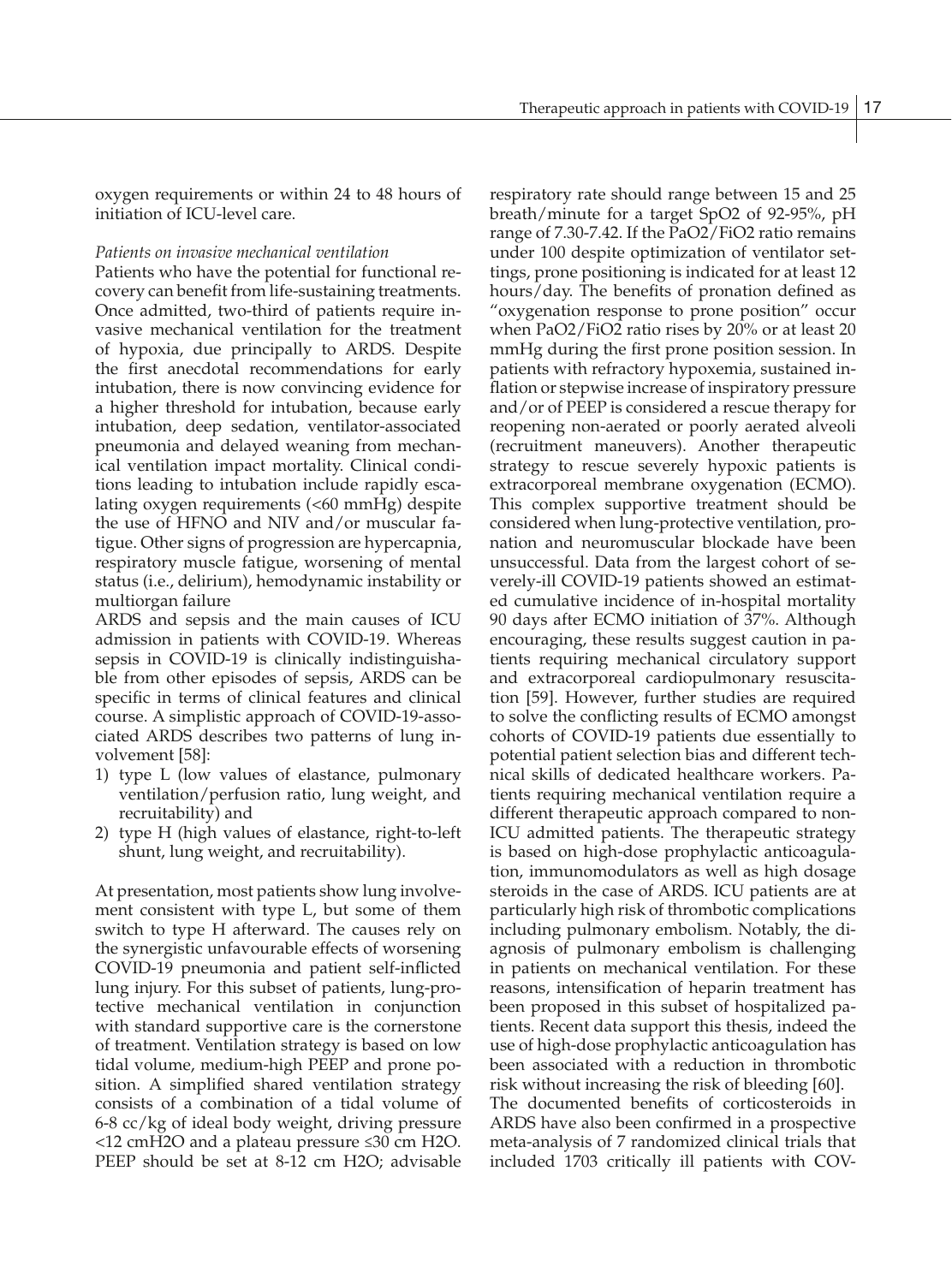oxygen requirements or within 24 to 48 hours of initiation of ICU-level care.

*Patients on invasive mechanical ventilation*

Patients who have the potential for functional recovery can benefit from life-sustaining treatments. Once admitted, two-third of patients require invasive mechanical ventilation for the treatment of hypoxia, due principally to ARDS. Despite the first anecdotal recommendations for early intubation, there is now convincing evidence for a higher threshold for intubation, because early intubation, deep sedation, ventilator-associated pneumonia and delayed weaning from mechanical ventilation impact mortality. Clinical conditions leading to intubation include rapidly escalating oxygen requirements (<60 mmHg) despite the use of HFNO and NIV and/or muscular fatigue. Other signs of progression are hypercapnia, respiratory muscle fatigue, worsening of mental status (i.e., delirium), hemodynamic instability or multiorgan failure

ARDS and sepsis and the main causes of ICU admission in patients with COVID-19. Whereas sepsis in COVID-19 is clinically indistinguishable from other episodes of sepsis, ARDS can be specific in terms of clinical features and clinical course. A simplistic approach of COVID-19-associated ARDS describes two patterns of lung involvement [58]:

1) type L (low values of elastance, pulmonary ventilation/perfusion ratio, lung weight, and recruitability) and
2) type H (high values of elastance, right-to-left shunt, lung weight, and recruitability).

At presentation, most patients show lung involvement consistent with type L, but some of them switch to type H afterward. The causes rely on the synergistic unfavourable effects of worsening COVID-19 pneumonia and patient self-inflicted lung injury. For this subset of patients, lung-protective mechanical ventilation in conjunction with standard supportive care is the cornerstone of treatment. Ventilation strategy is based on low tidal volume, medium-high PEEP and prone position. A simplified shared ventilation strategy consists of a combination of a tidal volume of 6-8 cc/kg of ideal body weight, driving pressure <12 cmH2O and a plateau pressure ≤30 cm H2O. PEEP should be set at 8-12 cm H2O; advisable respiratory rate should range between 15 and 25 breath/minute for a target SpO2 of 92-95%, pH range of 7.30-7.42. If the PaO2/FiO2 ratio remains under 100 despite optimization of ventilator settings, prone positioning is indicated for at least 12 hours/day. The benefits of pronation defined as "oxygenation response to prone position" occur when PaO2/FiO2 ratio rises by 20% or at least 20 mmHg during the first prone position session. In patients with refractory hypoxemia, sustained inflation or stepwise increase of inspiratory pressure and/or of PEEP is considered a rescue therapy for reopening non-aerated or poorly aerated alveoli (recruitment maneuvers). Another therapeutic strategy to rescue severely hypoxic patients is extracorporeal membrane oxygenation (ECMO). This complex supportive treatment should be considered when lung-protective ventilation, pronation and neuromuscular blockade have been unsuccessful. Data from the largest cohort of severely-ill COVID-19 patients showed an estimated cumulative incidence of in-hospital mortality 90 days after ECMO initiation of 37%. Although encouraging, these results suggest caution in patients requiring mechanical circulatory support and extracorporeal cardiopulmonary resuscitation [59]. However, further studies are required to solve the conflicting results of ECMO amongst cohorts of COVID-19 patients due essentially to potential patient selection bias and different technical skills of dedicated healthcare workers. Patients requiring mechanical ventilation require a different therapeutic approach compared to non-ICU admitted patients. The therapeutic strategy is based on high-dose prophylactic anticoagulation, immunomodulators as well as high dosage steroids in the case of ARDS. ICU patients are at particularly high risk of thrombotic complications including pulmonary embolism. Notably, the diagnosis of pulmonary embolism is challenging in patients on mechanical ventilation. For these reasons, intensification of heparin treatment has been proposed in this subset of hospitalized patients. Recent data support this thesis, indeed the use of high-dose prophylactic anticoagulation has been associated with a reduction in thrombotic risk without increasing the risk of bleeding [60].

The documented benefits of corticosteroids in ARDS have also been confirmed in a prospective meta-analysis of 7 randomized clinical trials that included 1703 critically ill patients with COV-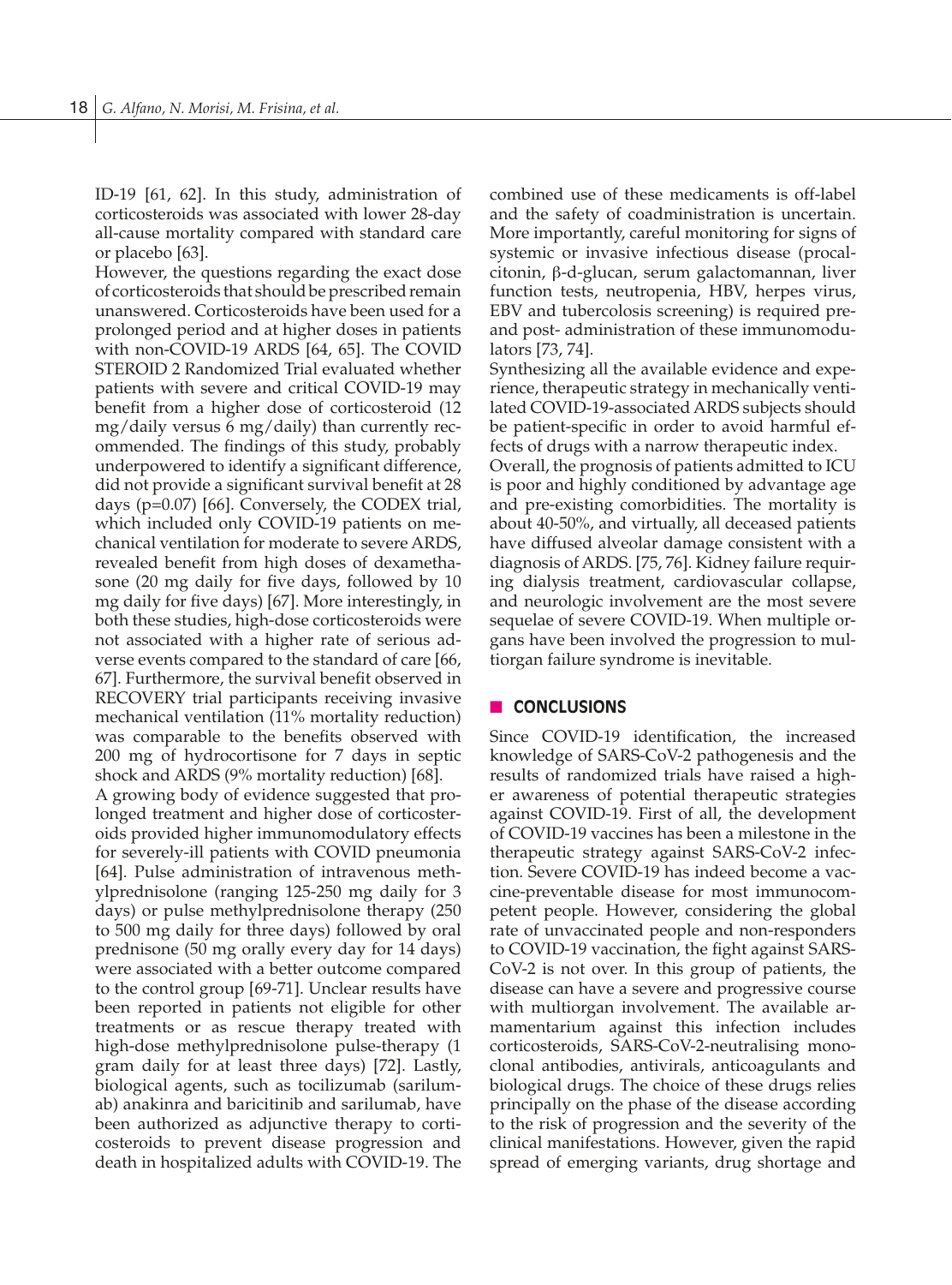ID-19 [61, 62]. In this study, administration of corticosteroids was associated with lower 28-day all-cause mortality compared with standard care or placebo [63].

However, the questions regarding the exact dose of corticosteroids that should be prescribed remain unanswered. Corticosteroids have been used for a prolonged period and at higher doses in patients with non-COVID-19 ARDS [64, 65]. The COVID STEROID 2 Randomized Trial evaluated whether patients with severe and critical COVID-19 may benefit from a higher dose of corticosteroid (12 mg/daily versus 6 mg/daily) than currently recommended. The findings of this study, probably underpowered to identify a significant difference, did not provide a significant survival benefit at 28 days (p=0.07) [66]. Conversely, the CODEX trial, which included only COVID-19 patients on mechanical ventilation for moderate to severe ARDS, revealed benefit from high doses of dexamethasone (20 mg daily for five days, followed by 10 mg daily for five days) [67]. More interestingly, in both these studies, high-dose corticosteroids were not associated with a higher rate of serious adverse events compared to the standard of care [66, 67]. Furthermore, the survival benefit observed in RECOVERY trial participants receiving invasive mechanical ventilation (11% mortality reduction) was comparable to the benefits observed with 200 mg of hydrocortisone for 7 days in septic shock and ARDS (9% mortality reduction) [68].

A growing body of evidence suggested that prolonged treatment and higher dose of corticosteroids provided higher immunomodulatory effects for severely-ill patients with COVID pneumonia [64]. Pulse administration of intravenous methylprednisolone (ranging 125-250 mg daily for 3 days) or pulse methylprednisolone therapy (250 to 500 mg daily for three days) followed by oral prednisone (50 mg orally every day for 14 days) were associated with a better outcome compared to the control group [69-71]. Unclear results have been reported in patients not eligible for other treatments or as rescue therapy treated with high-dose methylprednisolone pulse-therapy (1 gram daily for at least three days) [72]. Lastly, biological agents, such as tocilizumab (sarilumab) anakinra and baricitinib and sarilumab, have been authorized as adjunctive therapy to corticosteroids to prevent disease progression and death in hospitalized adults with COVID-19. The combined use of these medicaments is off-label and the safety of coadministration is uncertain. More importantly, careful monitoring for signs of systemic or invasive infectious disease (procalcitonin, β-d-glucan, serum galactomannan, liver function tests, neutropenia, HBV, herpes virus, EBV and tubercolosis screening) is required pre- and post- administration of these immunomodulators [73, 74].

Synthesizing all the available evidence and experience, therapeutic strategy in mechanically ventilated COVID-19-associated ARDS subjects should be patient-specific in order to avoid harmful effects of drugs with a narrow therapeutic index.

Overall, the prognosis of patients admitted to ICU is poor and highly conditioned by advantage age and pre-existing comorbidities. The mortality is about 40-50%, and virtually, all deceased patients have diffused alveolar damage consistent with a diagnosis of ARDS. [75, 76]. Kidney failure requiring dialysis treatment, cardiovascular collapse, and neurologic involvement are the most severe sequelae of severe COVID-19. When multiple organs have been involved the progression to multiorgan failure syndrome is inevitable.

## CONCLUSIONS

Since COVID-19 identification, the increased knowledge of SARS-CoV-2 pathogenesis and the results of randomized trials have raised a higher awareness of potential therapeutic strategies against COVID-19. First of all, the development of COVID-19 vaccines has been a milestone in the therapeutic strategy against SARS-CoV-2 infection. Severe COVID-19 has indeed become a vaccine-preventable disease for most immunocompetent people. However, considering the global rate of unvaccinated people and non-responders to COVID-19 vaccination, the fight against SARS-CoV-2 is not over. In this group of patients, the disease can have a severe and progressive course with multiorgan involvement. The available armamentarium against this infection includes corticosteroids, SARS-CoV-2-neutralising monoclonal antibodies, antivirals, anticoagulants and biological drugs. The choice of these drugs relies principally on the phase of the disease according to the risk of progression and the severity of the clinical manifestations. However, given the rapid spread of emerging variants, drug shortage and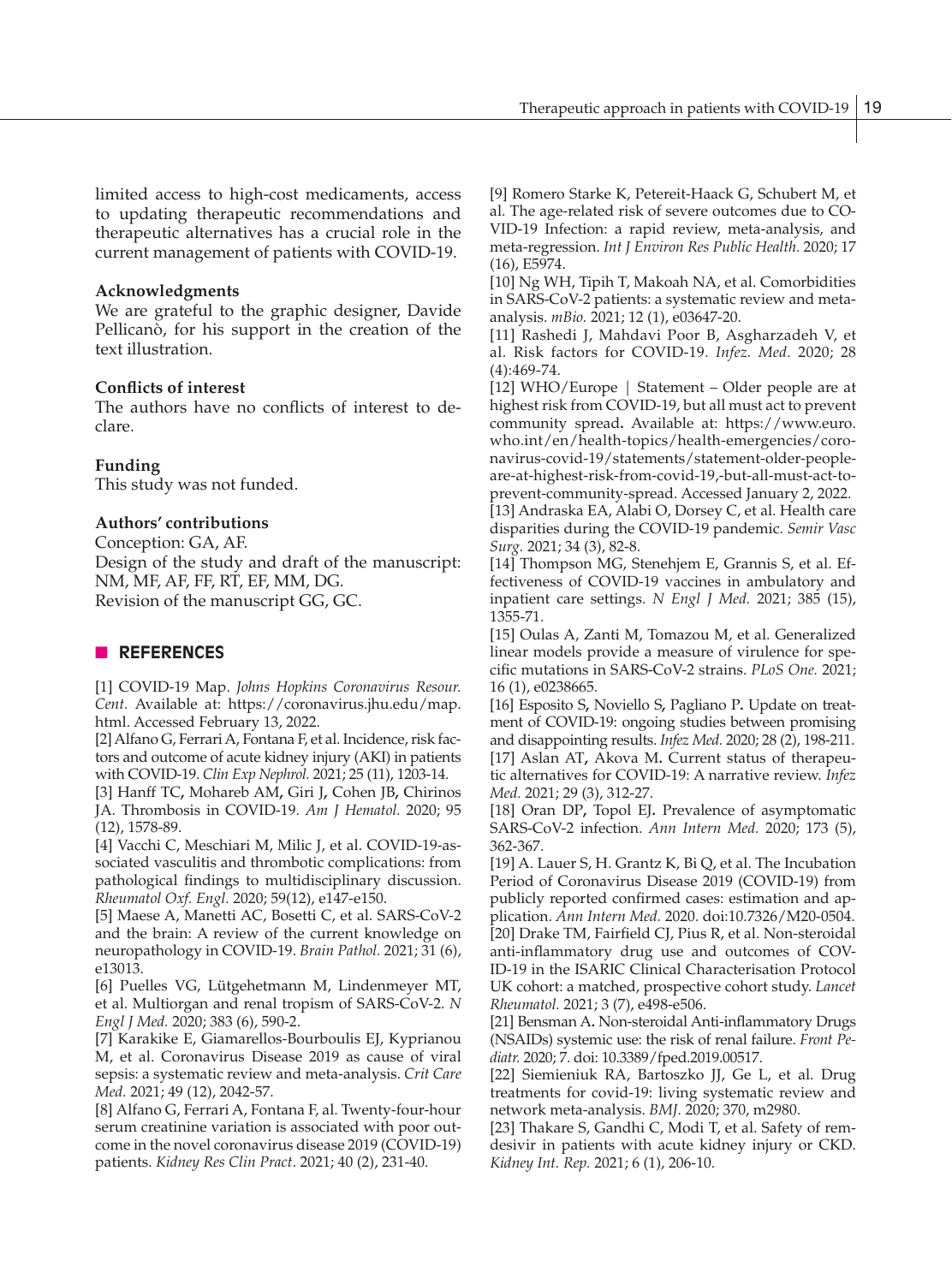limited access to high-cost medicaments, access to updating therapeutic recommendations and therapeutic alternatives has a crucial role in the current management of patients with COVID-19.

### Acknowledgments

We are grateful to the graphic designer, Davide Pellicanò, for his support in the creation of the text illustration.

### Conflicts of interest

The authors have no conflicts of interest to declare.

### Funding

This study was not funded.

### Authors' contributions

Conception: GA, AF.
Design of the study and draft of the manuscript: NM, MF, AF, FF, RT, EF, MM, DG.
Revision of the manuscript GG, GC.

## REFERENCES

[1] COVID-19 Map. *Johns Hopkins Coronavirus Resour. Cent.* Available at: https://coronavirus.jhu.edu/map.html. Accessed February 13, 2022.

[2] Alfano G, Ferrari A, Fontana F, et al. Incidence, risk factors and outcome of acute kidney injury (AKI) in patients with COVID-19. *Clin Exp Nephrol.* 2021; 25 (11), 1203-14.

[3] Hanff TC, Mohareb AM, Giri J, Cohen JB, Chirinos JA. Thrombosis in COVID-19. *Am J Hematol.* 2020; 95 (12), 1578-89.

[4] Vacchi C, Meschiari M, Milic J, et al. COVID-19-associated vasculitis and thrombotic complications: from pathological findings to multidisciplinary discussion. *Rheumatol Oxf. Engl.* 2020; 59(12), e147-e150.

[5] Maese A, Manetti AC, Bosetti C, et al. SARS-CoV-2 and the brain: A review of the current knowledge on neuropathology in COVID-19. *Brain Pathol.* 2021; 31 (6), e13013.

[6] Puelles VG, Lütgehetmann M, Lindenmeyer MT, et al. Multiorgan and renal tropism of SARS-CoV-2. *N Engl J Med.* 2020; 383 (6), 590-2.

[7] Karakike E, Giamarellos-Bourboulis EJ, Kyprianou M, et al. Coronavirus Disease 2019 as cause of viral sepsis: a systematic review and meta-analysis. *Crit Care Med.* 2021; 49 (12), 2042-57.

[8] Alfano G, Ferrari A, Fontana F, al. Twenty-four-hour serum creatinine variation is associated with poor outcome in the novel coronavirus disease 2019 (COVID-19) patients. *Kidney Res Clin Pract*. 2021; 40 (2), 231-40.

[9] Romero Starke K, Petereit-Haack G, Schubert M, et al. The age-related risk of severe outcomes due to COVID-19 Infection: a rapid review, meta-analysis, and meta-regression. *Int J Environ Res Public Health.* 2020; 17 (16), E5974.

[10] Ng WH, Tipih T, Makoah NA, et al. Comorbidities in SARS-CoV-2 patients: a systematic review and meta-analysis. *mBio.* 2021; 12 (1), e03647-20.

[11] Rashedi J, Mahdavi Poor B, Asgharzadeh V, et al. Risk factors for COVID-19. *Infez. Med.* 2020; 28 (4):469-74.

[12] WHO/Europe | Statement – Older people are at highest risk from COVID-19, but all must act to prevent community spread. Available at: https://www.euro.who.int/en/health-topics/health-emergencies/coronavirus-covid-19/statements/statement-older-people-are-at-highest-risk-from-covid-19,-but-all-must-act-to-prevent-community-spread. Accessed January 2, 2022.

[13] Andraska EA, Alabi O, Dorsey C, et al. Health care disparities during the COVID-19 pandemic. *Semir Vasc Surg.* 2021; 34 (3), 82-8.

[14] Thompson MG, Stenehjem E, Grannis S, et al. Effectiveness of COVID-19 vaccines in ambulatory and inpatient care settings. *N Engl J Med.* 2021; 385 (15), 1355-71.

[15] Oulas A, Zanti M, Tomazou M, et al. Generalized linear models provide a measure of virulence for specific mutations in SARS-CoV-2 strains. *PLoS One.* 2021; 16 (1), e0238665.

[16] Esposito S, Noviello S, Pagliano P. Update on treatment of COVID-19: ongoing studies between promising and disappointing results. *Infez Med.* 2020; 28 (2), 198-211.

[17] Aslan AT, Akova M. Current status of therapeutic alternatives for COVID-19: A narrative review. *Infez Med.* 2021; 29 (3), 312-27.

[18] Oran DP, Topol EJ. Prevalence of asymptomatic SARS-CoV-2 infection. *Ann Intern Med*. 2020; 173 (5), 362-367.

[19] A. Lauer S, H. Grantz K, Bi Q, et al. The Incubation Period of Coronavirus Disease 2019 (COVID-19) from publicly reported confirmed cases: estimation and application. *Ann Intern Med.* 2020. doi:10.7326/M20-0504.

[20] Drake TM, Fairfield CJ, Pius R, et al. Non-steroidal anti-inflammatory drug use and outcomes of COVID-19 in the ISARIC Clinical Characterisation Protocol UK cohort: a matched, prospective cohort study. *Lancet Rheumatol.* 2021; 3 (7), e498-e506.

[21] Bensman A. Non-steroidal Anti-inflammatory Drugs (NSAIDs) systemic use: the risk of renal failure. *Front Pediatr.* 2020; 7. doi: 10.3389/fped.2019.00517.

[22] Siemieniuk RA, Bartoszko JJ, Ge L, et al. Drug treatments for covid-19: living systematic review and network meta-analysis. *BMJ.* 2020; 370, m2980.

[23] Thakare S, Gandhi C, Modi T, et al. Safety of remdesivir in patients with acute kidney injury or CKD. *Kidney Int. Rep.* 2021; 6 (1), 206-10.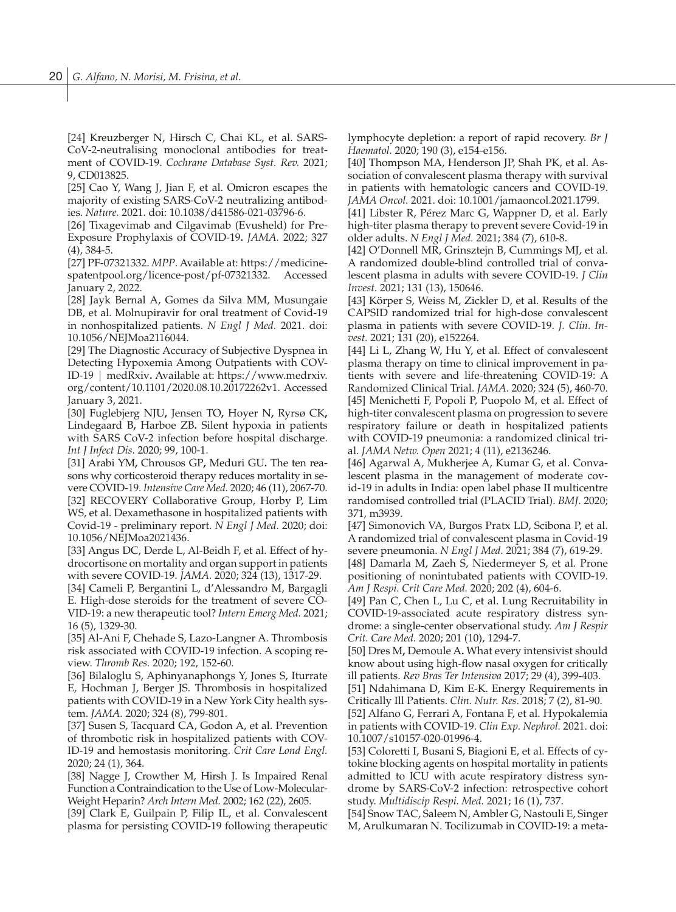[24] Kreuzberger N, Hirsch C, Chai KL, et al. SARS-CoV-2-neutralising monoclonal antibodies for treatment of COVID-19. *Cochrane Database Syst. Rev.* 2021; 9, CD013825.

[25] Cao Y, Wang J, Jian F, et al. Omicron escapes the majority of existing SARS-CoV-2 neutralizing antibodies. *Nature.* 2021. doi: 10.1038/d41586-021-03796-6.

[26] Tixagevimab and Cilgavimab (Evusheld) for Pre-Exposure Prophylaxis of COVID-19**.** *JAMA.* 2022; 327 (4), 384-5.

[27] PF-07321332. *MPP*. Available at: https://medicinespatentpool.org/licence-post/pf-07321332. Accessed January 2, 2022.

[28] Jayk Bernal A, Gomes da Silva MM, Musungaie DB, et al. Molnupiravir for oral treatment of Covid-19 in nonhospitalized patients. *N Engl J Med.* 2021. doi: 10.1056/NEJMoa2116044.

[29] The Diagnostic Accuracy of Subjective Dyspnea in Detecting Hypoxemia Among Outpatients with COVID-19 | medRxiv**.** Available at: https://www.medrxiv.org/content/10.1101/2020.08.10.20172262v1. Accessed January 3, 2021.

[30] Fuglebjerg NJU**,** Jensen TO**,** Hoyer N**,** Ryrsø CK**,** Lindegaard B**,** Harboe ZB**.** Silent hypoxia in patients with SARS CoV-2 infection before hospital discharge. *Int J Infect Dis.* 2020; 99, 100-1.

[31] Arabi YM**,** Chrousos GP**,** Meduri GU**.** The ten reasons why corticosteroid therapy reduces mortality in severe COVID-19. *Intensive Care Med.* 2020; 46 (11), 2067-70.

[32] RECOVERY Collaborative Group, Horby P, Lim WS, et al. Dexamethasone in hospitalized patients with Covid-19 - preliminary report. *N Engl J Med.* 2020; doi: 10.1056/NEJMoa2021436.

[33] Angus DC, Derde L, Al-Beidh F, et al. Effect of hydrocortisone on mortality and organ support in patients with severe COVID-19. *JAMA.* 2020; 324 (13), 1317-29.

[34] Cameli P, Bergantini L, d'Alessandro M, Bargagli E. High-dose steroids for the treatment of severe COVID-19: a new therapeutic tool? *Intern Emerg Med.* 2021; 16 (5), 1329-30.

[35] Al-Ani F, Chehade S, Lazo-Langner A. Thrombosis risk associated with COVID-19 infection. A scoping review. *Thromb Res.* 2020; 192, 152-60.

[36] Bilaloglu S, Aphinyanaphongs Y, Jones S, Iturrate E, Hochman J, Berger JS. Thrombosis in hospitalized patients with COVID-19 in a New York City health system. *JAMA.* 2020; 324 (8), 799-801.

[37] Susen S, Tacquard CA, Godon A, et al. Prevention of thrombotic risk in hospitalized patients with COVID-19 and hemostasis monitoring. *Crit Care Lond Engl.* 2020; 24 (1), 364.

[38] Nagge J, Crowther M, Hirsh J. Is Impaired Renal Function a Contraindication to the Use of Low-Molecular-Weight Heparin? *Arch Intern Med.* 2002; 162 (22), 2605.

[39] Clark E, Guilpain P, Filip IL, et al. Convalescent plasma for persisting COVID-19 following therapeutic lymphocyte depletion: a report of rapid recovery. *Br J Haematol.* 2020; 190 (3), e154-e156.

[40] Thompson MA, Henderson JP, Shah PK, et al. Association of convalescent plasma therapy with survival in patients with hematologic cancers and COVID-19. *JAMA Oncol.* 2021. doi: 10.1001/jamaoncol.2021.1799.

[41] Libster R, Pérez Marc G, Wappner D, et al. Early high-titer plasma therapy to prevent severe Covid-19 in older adults. *N Engl J Med.* 2021; 384 (7), 610-8.

[42] O'Donnell MR, Grinsztejn B, Cummings MJ, et al. A randomized double-blind controlled trial of convalescent plasma in adults with severe COVID-19. *J Clin Invest.* 2021; 131 (13), 150646.

[43] Körper S, Weiss M, Zickler D, et al. Results of the CAPSID randomized trial for high-dose convalescent plasma in patients with severe COVID-19. *J. Clin. Invest.* 2021; 131 (20), e152264.

[44] Li L, Zhang W, Hu Y, et al. Effect of convalescent plasma therapy on time to clinical improvement in patients with severe and life-threatening COVID-19: A Randomized Clinical Trial. *JAMA.* 2020; 324 (5), 460-70.

[45] Menichetti F, Popoli P, Puopolo M, et al. Effect of high-titer convalescent plasma on progression to severe respiratory failure or death in hospitalized patients with COVID-19 pneumonia: a randomized clinical trial. *JAMA Netw. Open* 2021; 4 (11), e2136246.

[46] Agarwal A, Mukherjee A, Kumar G, et al. Convalescent plasma in the management of moderate covid-19 in adults in India: open label phase II multicentre randomised controlled trial (PLACID Trial). *BMJ.* 2020; 371, m3939.

[47] Simonovich VA, Burgos Pratx LD, Scibona P, et al. A randomized trial of convalescent plasma in Covid-19 severe pneumonia. *N Engl J Med.* 2021; 384 (7), 619-29.

[48] Damarla M, Zaeh S, Niedermeyer S, et al. Prone positioning of nonintubated patients with COVID-19. *Am J Respi. Crit Care Med.* 2020; 202 (4), 604-6.

[49] Pan C, Chen L, Lu C, et al. Lung Recruitability in COVID-19-associated acute respiratory distress syndrome: a single-center observational study. *Am J Respir Crit. Care Med.* 2020; 201 (10), 1294-7.

[50] Dres M**,** Demoule A**.** What every intensivist should know about using high-flow nasal oxygen for critically ill patients. *Rev Bras Ter Intensiva* 2017; 29 (4), 399-403.

[51] Ndahimana D, Kim E-K. Energy Requirements in Critically Ill Patients. *Clin. Nutr. Res.* 2018; 7 (2), 81-90.

[52] Alfano G, Ferrari A, Fontana F, et al. Hypokalemia in patients with COVID-19. *Clin Exp. Nephrol.* 2021. doi: 10.1007/s10157-020-01996-4.

[53] Coloretti I, Busani S, Biagioni E, et al. Effects of cytokine blocking agents on hospital mortality in patients admitted to ICU with acute respiratory distress syndrome by SARS-CoV-2 infection: retrospective cohort study. *Multidiscip Respi. Med.* 2021; 16 (1), 737.

[54] Snow TAC, Saleem N, Ambler G, Nastouli E, Singer M, Arulkumaran N. Tocilizumab in COVID-19: a meta-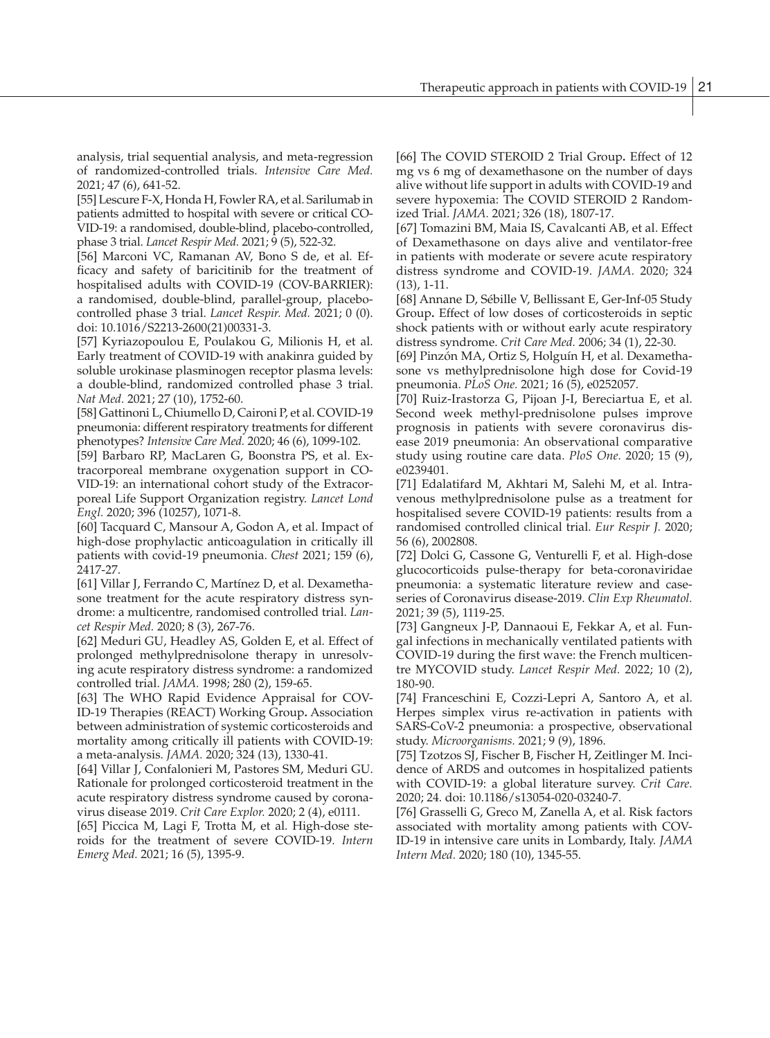analysis, trial sequential analysis, and meta-regression of randomized-controlled trials. *Intensive Care Med.* 2021; 47 (6), 641-52.

[55] Lescure F-X, Honda H, Fowler RA, et al. Sarilumab in patients admitted to hospital with severe or critical COVID-19: a randomised, double-blind, placebo-controlled, phase 3 trial. *Lancet Respir Med.* 2021; 9 (5), 522-32.

[56] Marconi VC, Ramanan AV, Bono S de, et al. Efficacy and safety of baricitinib for the treatment of hospitalised adults with COVID-19 (COV-BARRIER): a randomised, double-blind, parallel-group, placebo-controlled phase 3 trial. *Lancet Respir. Med.* 2021; 0 (0). doi: 10.1016/S2213-2600(21)00331-3.

[57] Kyriazopoulou E, Poulakou G, Milionis H, et al. Early treatment of COVID-19 with anakinra guided by soluble urokinase plasminogen receptor plasma levels: a double-blind, randomized controlled phase 3 trial. *Nat Med.* 2021; 27 (10), 1752-60.

[58] Gattinoni L, Chiumello D, Caironi P, et al. COVID-19 pneumonia: different respiratory treatments for different phenotypes? *Intensive Care Med.* 2020; 46 (6), 1099-102.

[59] Barbaro RP, MacLaren G, Boonstra PS, et al. Extracorporeal membrane oxygenation support in COVID-19: an international cohort study of the Extracorporeal Life Support Organization registry. *Lancet Lond Engl.* 2020; 396 (10257), 1071-8.

[60] Tacquard C, Mansour A, Godon A, et al. Impact of high-dose prophylactic anticoagulation in critically ill patients with covid-19 pneumonia. *Chest* 2021; 159 (6), 2417-27.

[61] Villar J, Ferrando C, Martínez D, et al. Dexamethasone treatment for the acute respiratory distress syndrome: a multicentre, randomised controlled trial. *Lancet Respir Med.* 2020; 8 (3), 267-76.

[62] Meduri GU, Headley AS, Golden E, et al. Effect of prolonged methylprednisolone therapy in unresolving acute respiratory distress syndrome: a randomized controlled trial. *JAMA.* 1998; 280 (2), 159-65.

[63] The WHO Rapid Evidence Appraisal for COVID-19 Therapies (REACT) Working Group**.** Association between administration of systemic corticosteroids and mortality among critically ill patients with COVID-19: a meta-analysis. *JAMA.* 2020; 324 (13), 1330-41.

[64] Villar J, Confalonieri M, Pastores SM, Meduri GU. Rationale for prolonged corticosteroid treatment in the acute respiratory distress syndrome caused by coronavirus disease 2019. *Crit Care Explor.* 2020; 2 (4), e0111.

[65] Piccica M, Lagi F, Trotta M, et al. High-dose steroids for the treatment of severe COVID-19. *Intern Emerg Med.* 2021; 16 (5), 1395-9.

[66] The COVID STEROID 2 Trial Group**.** Effect of 12 mg vs 6 mg of dexamethasone on the number of days alive without life support in adults with COVID-19 and severe hypoxemia: The COVID STEROID 2 Randomized Trial. *JAMA.* 2021; 326 (18), 1807-17.

[67] Tomazini BM, Maia IS, Cavalcanti AB, et al. Effect of Dexamethasone on days alive and ventilator-free in patients with moderate or severe acute respiratory distress syndrome and COVID-19. *JAMA.* 2020; 324 (13), 1-11.

[68] Annane D, Sébille V, Bellissant E, Ger-Inf-05 Study Group**.** Effect of low doses of corticosteroids in septic shock patients with or without early acute respiratory distress syndrome. *Crit Care Med.* 2006; 34 (1), 22-30.

[69] Pinzón MA, Ortiz S, Holguín H, et al. Dexamethasone vs methylprednisolone high dose for Covid-19 pneumonia. *PLoS One.* 2021; 16 (5), e0252057.

[70] Ruiz-Irastorza G, Pijoan J-I, Bereciartua E, et al. Second week methyl-prednisolone pulses improve prognosis in patients with severe coronavirus disease 2019 pneumonia: An observational comparative study using routine care data. *PloS One.* 2020; 15 (9), e0239401.

[71] Edalatifard M, Akhtari M, Salehi M, et al. Intravenous methylprednisolone pulse as a treatment for hospitalised severe COVID-19 patients: results from a randomised controlled clinical trial. *Eur Respir J.* 2020; 56 (6), 2002808.

[72] Dolci G, Cassone G, Venturelli F, et al. High-dose glucocorticoids pulse-therapy for beta-coronaviridae pneumonia: a systematic literature review and case-series of Coronavirus disease-2019. *Clin Exp Rheumatol.* 2021; 39 (5), 1119-25.

[73] Gangneux J-P, Dannaoui E, Fekkar A, et al. Fungal infections in mechanically ventilated patients with COVID-19 during the first wave: the French multicentre MYCOVID study. *Lancet Respir Med.* 2022; 10 (2), 180-90.

[74] Franceschini E, Cozzi-Lepri A, Santoro A, et al. Herpes simplex virus re-activation in patients with SARS-CoV-2 pneumonia: a prospective, observational study. *Microorganisms.* 2021; 9 (9), 1896.

[75] Tzotzos SJ, Fischer B, Fischer H, Zeitlinger M. Incidence of ARDS and outcomes in hospitalized patients with COVID-19: a global literature survey. *Crit Care.* 2020; 24. doi: 10.1186/s13054-020-03240-7.

[76] Grasselli G, Greco M, Zanella A, et al. Risk factors associated with mortality among patients with COVID-19 in intensive care units in Lombardy, Italy. *JAMA Intern Med.* 2020; 180 (10), 1345-55.